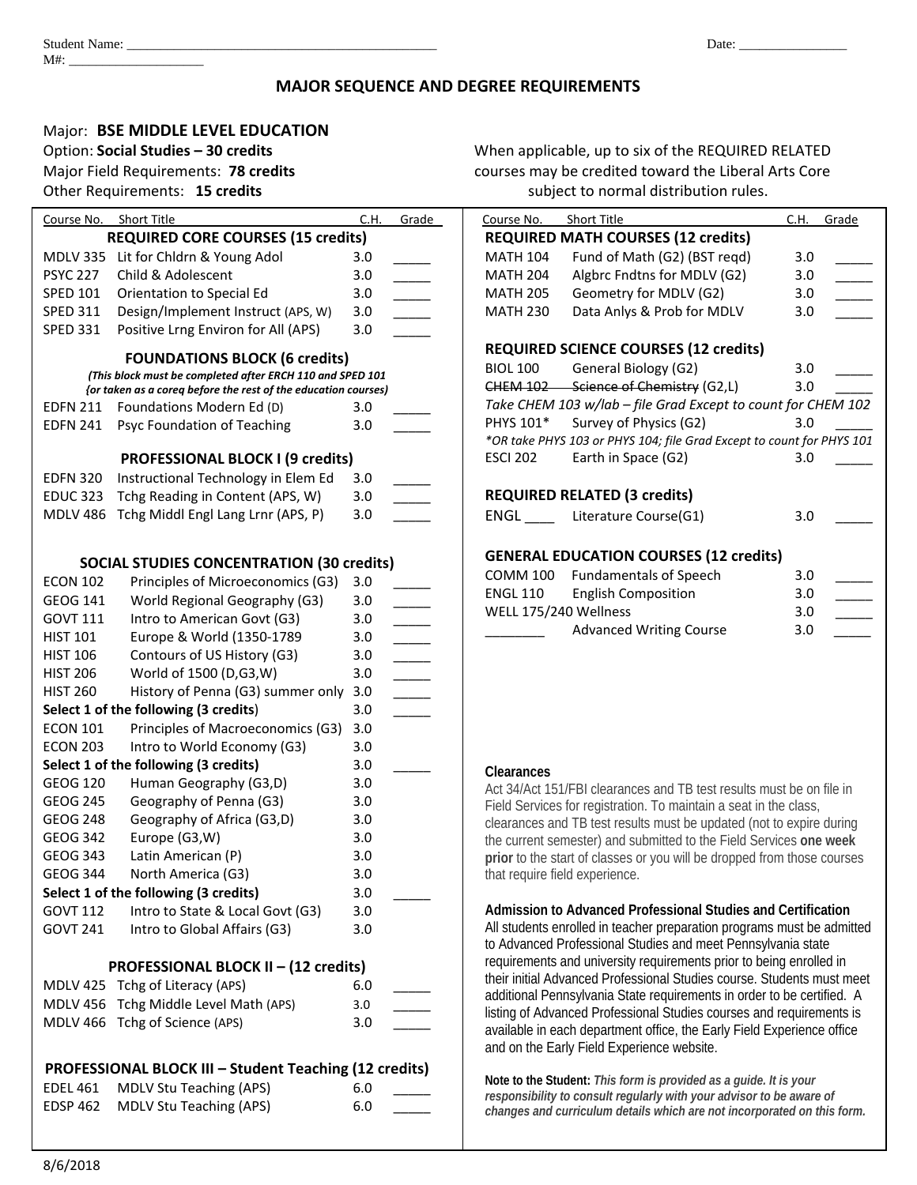Student Name: ______________________________________________ Date: ________________
M#: ____________________

# MAJOR SEQUENCE AND DEGREE REQUIREMENTS

Major: **BSE MIDDLE LEVEL EDUCATION**
Option: **Social Studies – 30 credits**
Major Field Requirements: **78 credits**
Other Requirements: **15 credits**

When applicable, up to six of the REQUIRED RELATED courses may be credited toward the Liberal Arts Core subject to normal distribution rules.

| Course No. | Short Title | C.H. | Grade |
|---|---|---|---|
| | **REQUIRED CORE COURSES (15 credits)** | | |
| MDLV 335 | Lit for Chldrn & Young Adol | 3.0 | _____ |
| PSYC 227 | Child & Adolescent | 3.0 | _____ |
| SPED 101 | Orientation to Special Ed | 3.0 | _____ |
| SPED 311 | Design/Implement Instruct (APS, W) | 3.0 | _____ |
| SPED 331 | Positive Lrng Environ for All (APS) | 3.0 | _____ |
| | **FOUNDATIONS BLOCK (6 credits)** | | |
| | *(This block must be completed after ERCH 110 and SPED 101 (or taken as a coreq before the rest of the education courses)* | | |
| EDFN 211 | Foundations Modern Ed (D) | 3.0 | _____ |
| EDFN 241 | Psyc Foundation of Teaching | 3.0 | _____ |
| | **PROFESSIONAL BLOCK I (9 credits)** | | |
| EDFN 320 | Instructional Technology in Elem Ed | 3.0 | _____ |
| EDUC 323 | Tchg Reading in Content (APS, W) | 3.0 | _____ |
| MDLV 486 | Tchg Middl Engl Lang Lrnr (APS, P) | 3.0 | _____ |
| | **SOCIAL STUDIES CONCENTRATION (30 credits)** | | |
| ECON 102 | Principles of Microeconomics (G3) | 3.0 | _____ |
| GEOG 141 | World Regional Geography (G3) | 3.0 | _____ |
| GOVT 111 | Intro to American Govt (G3) | 3.0 | _____ |
| HIST 101 | Europe & World (1350-1789 | 3.0 | _____ |
| HIST 106 | Contours of US History (G3) | 3.0 | _____ |
| HIST 206 | World of 1500 (D,G3,W) | 3.0 | _____ |
| HIST 260 | History of Penna (G3) summer only | 3.0 | _____ |
| **Select 1 of the following (3 credits)** | | 3.0 | _____ |
| ECON 101 | Principles of Macroeconomics (G3) | 3.0 | |
| ECON 203 | Intro to World Economy (G3) | 3.0 | |
| **Select 1 of the following (3 credits)** | | 3.0 | _____ |
| GEOG 120 | Human Geography (G3,D) | 3.0 | |
| GEOG 245 | Geography of Penna (G3) | 3.0 | |
| GEOG 248 | Geography of Africa (G3,D) | 3.0 | |
| GEOG 342 | Europe (G3,W) | 3.0 | |
| GEOG 343 | Latin American (P) | 3.0 | |
| GEOG 344 | North America (G3) | 3.0 | |
| **Select 1 of the following (3 credits)** | | 3.0 | _____ |
| GOVT 112 | Intro to State & Local Govt (G3) | 3.0 | |
| GOVT 241 | Intro to Global Affairs (G3) | 3.0 | |
| | **PROFESSIONAL BLOCK II – (12 credits)** | | |
| MDLV 425 | Tchg of Literacy (APS) | 6.0 | _____ |
| MDLV 456 | Tchg Middle Level Math (APS) | 3.0 | _____ |
| MDLV 466 | Tchg of Science (APS) | 3.0 | _____ |
| | **PROFESSIONAL BLOCK III – Student Teaching (12 credits)** | | |
| EDEL 461 | MDLV Stu Teaching (APS) | 6.0 | _____ |
| EDSP 462 | MDLV Stu Teaching (APS) | 6.0 | _____ |

| Course No. | Short Title | C.H. | Grade |
|---|---|---|---|
| | **REQUIRED MATH COURSES (12 credits)** | | |
| MATH 104 | Fund of Math (G2) (BST reqd) | 3.0 | _____ |
| MATH 204 | Algbrc Fndtns for MDLV (G2) | 3.0 | _____ |
| MATH 205 | Geometry for MDLV (G2) | 3.0 | _____ |
| MATH 230 | Data Anlys & Prob for MDLV | 3.0 | _____ |
| | **REQUIRED SCIENCE COURSES (12 credits)** | | |
| BIOL 100 | General Biology (G2) | 3.0 | _____ |
| ~~CHEM 102~~ | ~~Science of Chemistry~~ (G2,L) | 3.0 | _____ |
| *Take CHEM 103 w/lab – file Grad Except to count for CHEM 102* | | | |
| PHYS 101* | Survey of Physics (G2) | 3.0 | _____ |
| *\*OR take PHYS 103 or PHYS 104; file Grad Except to count for PHYS 101* | | | |
| ESCI 202 | Earth in Space (G2) | 3.0 | _____ |
| | **REQUIRED RELATED (3 credits)** | | |
| ENGL ____ | Literature Course(G1) | 3.0 | _____ |
| | **GENERAL EDUCATION COURSES (12 credits)** | | |
| COMM 100 | Fundamentals of Speech | 3.0 | _____ |
| ENGL 110 | English Composition | 3.0 | _____ |
| WELL 175/240 Wellness | | 3.0 | _____ |
| ________ | Advanced Writing Course | 3.0 | _____ |

**Clearances**

Act 34/Act 151/FBI clearances and TB test results must be on file in Field Services for registration. To maintain a seat in the class, clearances and TB test results must be updated (not to expire during the current semester) and submitted to the Field Services **one week prior** to the start of classes or you will be dropped from those courses that require field experience.

**Admission to Advanced Professional Studies and Certification**

All students enrolled in teacher preparation programs must be admitted to Advanced Professional Studies and meet Pennsylvania state requirements and university requirements prior to being enrolled in their initial Advanced Professional Studies course. Students must meet additional Pennsylvania State requirements in order to be certified. A listing of Advanced Professional Studies courses and requirements is available in each department office, the Early Field Experience office and on the Early Field Experience website.

**Note to the Student:** ***This form is provided as a guide. It is your responsibility to consult regularly with your advisor to be aware of changes and curriculum details which are not incorporated on this form.***

8/6/2018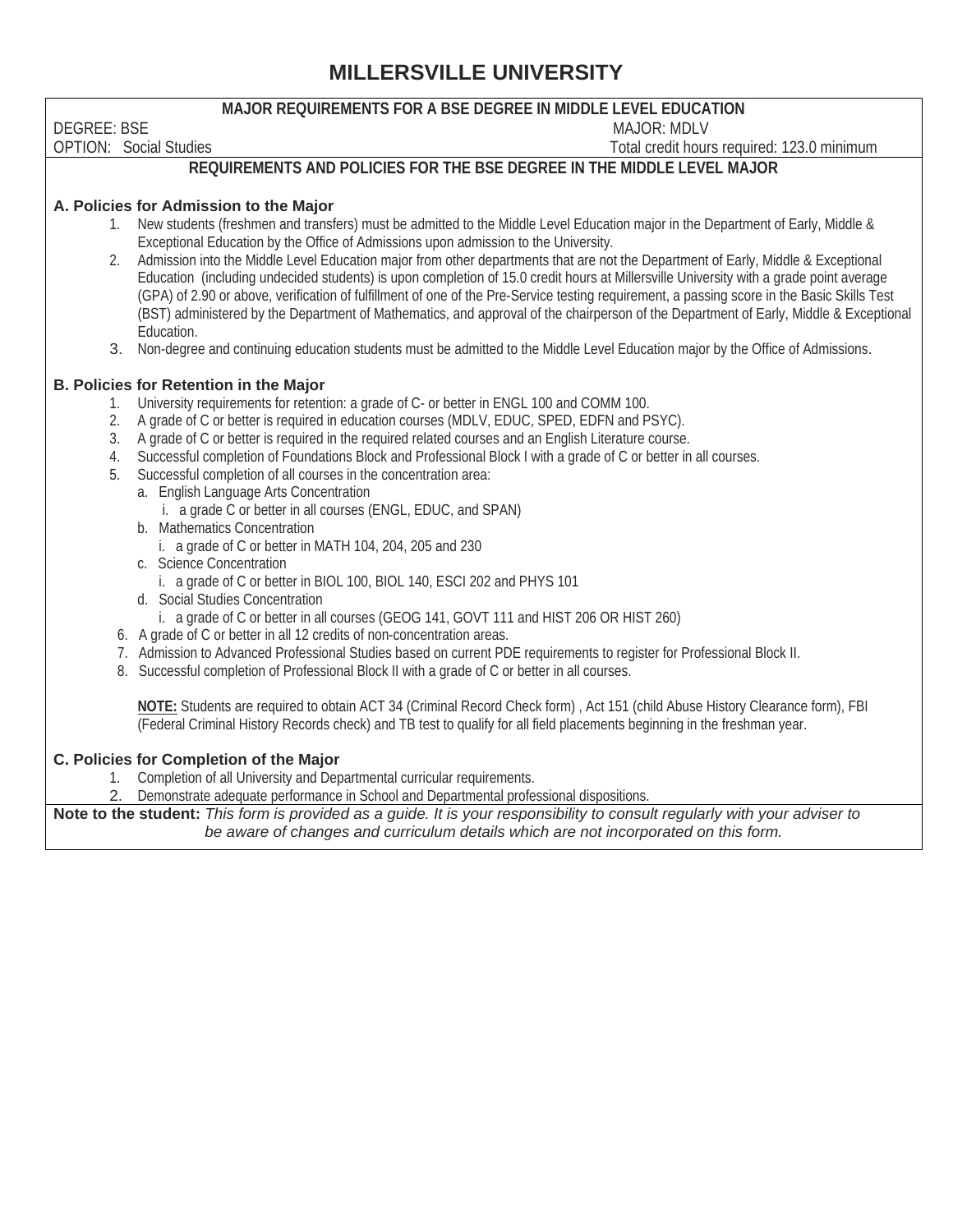# MILLERSVILLE UNIVERSITY

**MAJOR REQUIREMENTS FOR A BSE DEGREE IN MIDDLE LEVEL EDUCATION**

DEGREE: BSE MAJOR: MDLV

OPTION: Social Studies Total credit hours required: 123.0 minimum

**REQUIREMENTS AND POLICIES FOR THE BSE DEGREE IN THE MIDDLE LEVEL MAJOR**

### A. Policies for Admission to the Major

1. New students (freshmen and transfers) must be admitted to the Middle Level Education major in the Department of Early, Middle & Exceptional Education by the Office of Admissions upon admission to the University.
2. Admission into the Middle Level Education major from other departments that are not the Department of Early, Middle & Exceptional Education (including undecided students) is upon completion of 15.0 credit hours at Millersville University with a grade point average (GPA) of 2.90 or above, verification of fulfillment of one of the Pre-Service testing requirement, a passing score in the Basic Skills Test (BST) administered by the Department of Mathematics, and approval of the chairperson of the Department of Early, Middle & Exceptional Education.
3. Non-degree and continuing education students must be admitted to the Middle Level Education major by the Office of Admissions.

### B. Policies for Retention in the Major

1. University requirements for retention: a grade of C- or better in ENGL 100 and COMM 100.
2. A grade of C or better is required in education courses (MDLV, EDUC, SPED, EDFN and PSYC).
3. A grade of C or better is required in the required related courses and an English Literature course.
4. Successful completion of Foundations Block and Professional Block I with a grade of C or better in all courses.
5. Successful completion of all courses in the concentration area:
   a. English Language Arts Concentration
      i. a grade C or better in all courses (ENGL, EDUC, and SPAN)
   b. Mathematics Concentration
      i. a grade of C or better in MATH 104, 204, 205 and 230
   c. Science Concentration
      i. a grade of C or better in BIOL 100, BIOL 140, ESCI 202 and PHYS 101
   d. Social Studies Concentration
      i. a grade of C or better in all courses (GEOG 141, GOVT 111 and HIST 206 OR HIST 260)
6. A grade of C or better in all 12 credits of non-concentration areas.
7. Admission to Advanced Professional Studies based on current PDE requirements to register for Professional Block II.
8. Successful completion of Professional Block II with a grade of C or better in all courses.

**NOTE:** Students are required to obtain ACT 34 (Criminal Record Check form) , Act 151 (child Abuse History Clearance form), FBI (Federal Criminal History Records check) and TB test to qualify for all field placements beginning in the freshman year.

### C. Policies for Completion of the Major

1. Completion of all University and Departmental curricular requirements.
2. Demonstrate adequate performance in School and Departmental professional dispositions.

**Note to the student:** *This form is provided as a guide. It is your responsibility to consult regularly with your adviser to be aware of changes and curriculum details which are not incorporated on this form.*